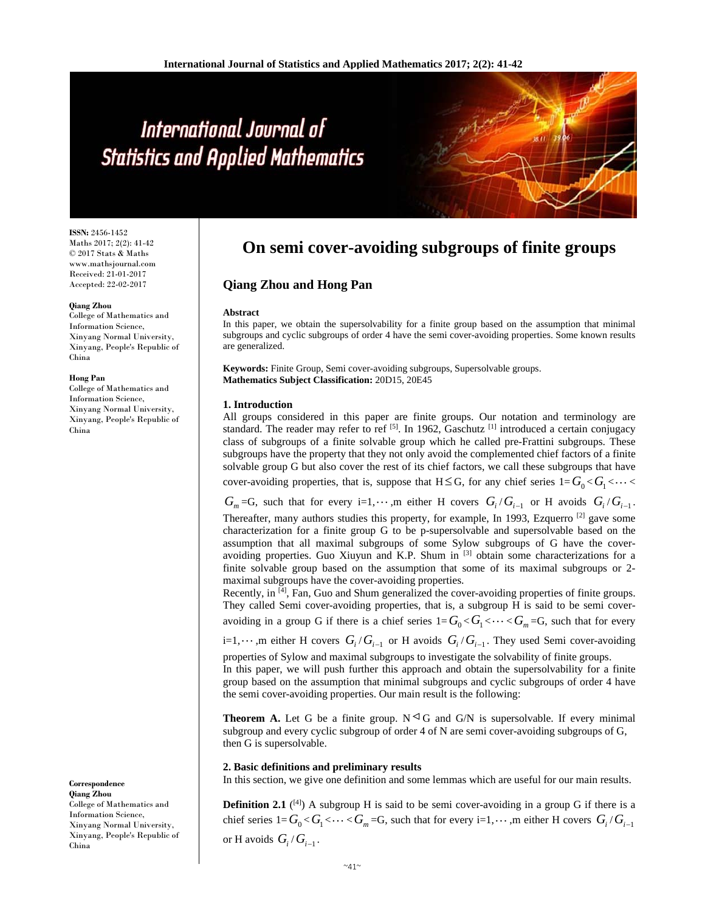# On semi cover-avoiding subgroups of finite groups

## Qiang Zhou and Hong Pan

**ISSN:** 2456-1452
Maths 2017; 2(2): 41-42
© 2017 Stats & Maths
www.mathsjournal.com
Received: 21-01-2017
Accepted: 22-02-2017

**Qiang Zhou**
College of Mathematics and Information Science, Xinyang Normal University, Xinyang, People's Republic of China

**Hong Pan**
College of Mathematics and Information Science, Xinyang Normal University, Xinyang, People's Republic of China

**Correspondence**
**Qiang Zhou**
College of Mathematics and Information Science, Xinyang Normal University, Xinyang, People's Republic of China

**Abstract**

In this paper, we obtain the supersolvability for a finite group based on the assumption that minimal subgroups and cyclic subgroups of order 4 have the semi cover-avoiding properties. Some known results are generalized.

**Keywords:** Finite Group, Semi cover-avoiding subgroups, Supersolvable groups.
**Mathematics Subject Classification:** 20D15, 20E45

### 1. Introduction

All groups considered in this paper are finite groups. Our notation and terminology are standard. The reader may refer to ref [5]. In 1962, Gaschutz [1] introduced a certain conjugacy class of subgroups of a finite solvable group which he called pre-Frattini subgroups. These subgroups have the property that they not only avoid the complemented chief factors of a finite solvable group G but also cover the rest of its chief factors, we call these subgroups that have cover-avoiding properties, that is, suppose that H≤G, for any chief series $1=G_0<G_1<\cdots<G_m$=G, such that for every i=1,$\cdots$,m either H covers $G_i/G_{i-1}$ or H avoids $G_i/G_{i-1}$. Thereafter, many authors studies this property, for example, In 1993, Ezquerro [2] gave some characterization for a finite group G to be p-supersolvable and supersolvable based on the assumption that all maximal subgroups of some Sylow subgroups of G have the cover-avoiding properties. Guo Xiuyun and K.P. Shum in [3] obtain some characterizations for a finite solvable group based on the assumption that some of its maximal subgroups or 2-maximal subgroups have the cover-avoiding properties.

Recently, in [4], Fan, Guo and Shum generalized the cover-avoiding properties of finite groups. They called Semi cover-avoiding properties, that is, a subgroup H is said to be semi cover-avoiding in a group G if there is a chief series $1=G_0<G_1<\cdots<G_m$=G, such that for every i=1,$\cdots$,m either H covers $G_i/G_{i-1}$ or H avoids $G_i/G_{i-1}$. They used Semi cover-avoiding properties of Sylow and maximal subgroups to investigate the solvability of finite groups.

In this paper, we will push further this approach and obtain the supersolvability for a finite group based on the assumption that minimal subgroups and cyclic subgroups of order 4 have the semi cover-avoiding properties. Our main result is the following:

**Theorem A.** Let G be a finite group. $N\triangleleft G$ and G/N is supersolvable. If every minimal subgroup and every cyclic subgroup of order 4 of N are semi cover-avoiding subgroups of G, then G is supersolvable.

### 2. Basic definitions and preliminary results

In this section, we give one definition and some lemmas which are useful for our main results.

**Definition 2.1** ([4]) A subgroup H is said to be semi cover-avoiding in a group G if there is a chief series $1=G_0<G_1<\cdots<G_m$=G, such that for every i=1,$\cdots$,m either H covers $G_i/G_{i-1}$ or H avoids $G_i/G_{i-1}$.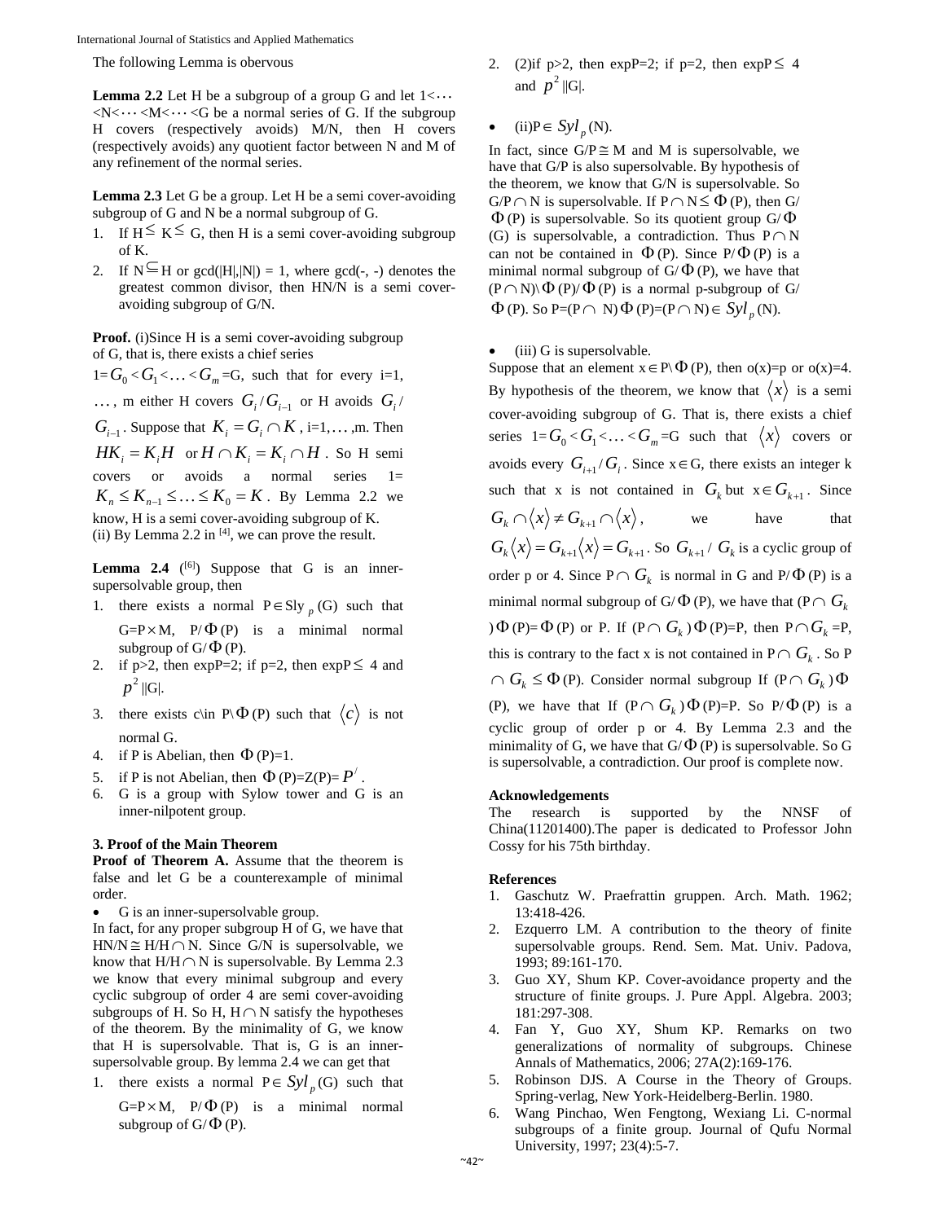The following Lemma is obervous

**Lemma 2.2** Let H be a subgroup of a group G and let $1<\cdots<N<\cdots<M<\cdots<G$ be a normal series of G. If the subgroup H covers (respectively avoids) M/N, then H covers (respectively avoids) any quotient factor between N and M of any refinement of the normal series.

**Lemma 2.3** Let G be a group. Let H be a semi cover-avoiding subgroup of G and N be a normal subgroup of G.

1. If $H\leq K\leq G$, then H is a semi cover-avoiding subgroup of K.
2. If $N\subseteq H$ or gcd(|H|,|N|) = 1, where gcd(-, -) denotes the greatest common divisor, then HN/N is a semi cover-avoiding subgroup of G/N.

**Proof.** (i)Since H is a semi cover-avoiding subgroup of G, that is, there exists a chief series $1=G_0<G_1<\ldots<G_m=G$, such that for every i=1, $\ldots$, m either H covers $G_i/G_{i-1}$ or H avoids $G_i/G_{i-1}$. Suppose that $K_i=G_i\cap K$, i=1,$\ldots$,m. Then $HK_i=K_iH$ or $H\cap K_i=K_i\cap H$. So H semi covers or avoids a normal series $1=K_n\leq K_{n-1}\leq\ldots\leq K_0=K$. By Lemma 2.2 we know, H is a semi cover-avoiding subgroup of K.
(ii) By Lemma 2.2 in [4], we can prove the result.

**Lemma 2.4** ([6]) Suppose that G is an inner-supersolvable group, then

1. there exists a normal $P\in Sly_p(G)$ such that $G=P\times M$, $P/\Phi(P)$ is a minimal normal subgroup of $G/\Phi(P)$.
2. if p>2, then expP=2; if p=2, then expP$\leq$ 4 and $p^2\|G|$.
3. there exists c\in $P\backslash\Phi(P)$ such that $\langle c\rangle$ is not normal G.
4. if P is Abelian, then $\Phi(P)=1$.
5. if P is not Abelian, then $\Phi(P)=Z(P)=P'$.
6. G is a group with Sylow tower and G is an inner-nilpotent group.

### 3. Proof of the Main Theorem

**Proof of Theorem A.** Assume that the theorem is false and let G be a counterexample of minimal order.

- G is an inner-supersolvable group.

In fact, for any proper subgroup H of G, we have that $HN/N\cong H/H\cap N$. Since G/N is supersolvable, we know that $H/H\cap N$ is supersolvable. By Lemma 2.3 we know that every minimal subgroup and every cyclic subgroup of order 4 are semi cover-avoiding subgroups of H. So H, $H\cap N$ satisfy the hypotheses of the theorem. By the minimality of G, we know that H is supersolvable. That is, G is an inner-supersolvable group. By lemma 2.4 we can get that

1. there exists a normal $P\in Syl_p(G)$ such that $G=P\times M$, $P/\Phi(P)$ is a minimal normal subgroup of $G/\Phi(P)$.
2. (2)if p>2, then expP=2; if p=2, then expP$\leq$ 4 and $p^2\|G|$.

- (ii)$P\in Syl_p(N)$.

In fact, since $G/P\cong M$ and M is supersolvable, we have that G/P is also supersolvable. By hypothesis of the theorem, we know that G/N is supersolvable. So $G/P\cap N$ is supersolvable. If $P\cap N\leq\Phi(P)$, then $G/\Phi(P)$ is supersolvable. So its quotient group $G/\Phi(G)$ is supersolvable, a contradiction. Thus $P\cap N$ can not be contained in $\Phi(P)$. Since $P/\Phi(P)$ is a minimal normal subgroup of $G/\Phi(P)$, we have that $(P\cap N)\backslash\Phi(P)/\Phi(P)$ is a normal p-subgroup of $G/\Phi(P)$. So $P=(P\cap N)\Phi(P)=(P\cap N)\in Syl_p(N)$.

- (iii) G is supersolvable.

Suppose that an element $x\in P\backslash\Phi(P)$, then o(x)=p or o(x)=4. By hypothesis of the theorem, we know that $\langle x\rangle$ is a semi cover-avoiding subgroup of G. That is, there exists a chief series $1=G_0<G_1<\ldots<G_m=G$ such that $\langle x\rangle$ covers or avoids every $G_{i+1}/G_i$. Since $x\in G$, there exists an integer k such that x is not contained in $G_k$ but $x\in G_{k+1}$. Since $G_k\cap\langle x\rangle\neq G_{k+1}\cap\langle x\rangle$, we have that $G_k\langle x\rangle=G_{k+1}\langle x\rangle=G_{k+1}$. So $G_{k+1}/G_k$ is a cyclic group of order p or 4. Since $P\cap G_k$ is normal in G and $P/\Phi(P)$ is a minimal normal subgroup of $G/\Phi(P)$, we have that $(P\cap G_k)\Phi(P)=\Phi(P)$ or P. If $(P\cap G_k)\Phi(P)=P$, then $P\cap G_k=P$, this is contrary to the fact x is not contained in $P\cap G_k$. So $P\cap G_k\leq\Phi(P)$. Consider normal subgroup If $(P\cap G_k)\Phi(P)$, we have that If $(P\cap G_k)\Phi(P)=P$. So $P/\Phi(P)$ is a cyclic group of order p or 4. By Lemma 2.3 and the minimality of G, we have that $G/\Phi(P)$ is supersolvable. So G is supersolvable, a contradiction. Our proof is complete now.

### Acknowledgements

The research is supported by the NNSF of China(11201400).The paper is dedicated to Professor John Cossy for his 75th birthday.

### References

1. Gaschutz W. Praefrattin gruppen. Arch. Math. 1962; 13:418-426.
2. Ezquerro LM. A contribution to the theory of finite supersolvable groups. Rend. Sem. Mat. Univ. Padova, 1993; 89:161-170.
3. Guo XY, Shum KP. Cover-avoidance property and the structure of finite groups. J. Pure Appl. Algebra. 2003; 181:297-308.
4. Fan Y, Guo XY, Shum KP. Remarks on two generalizations of normality of subgroups. Chinese Annals of Mathematics, 2006; 27A(2):169-176.
5. Robinson DJS. A Course in the Theory of Groups. Spring-verlag, New York-Heidelberg-Berlin. 1980.
6. Wang Pinchao, Wen Fengtong, Wexiang Li. C-normal subgroups of a finite group. Journal of Qufu Normal University, 1997; 23(4):5-7.